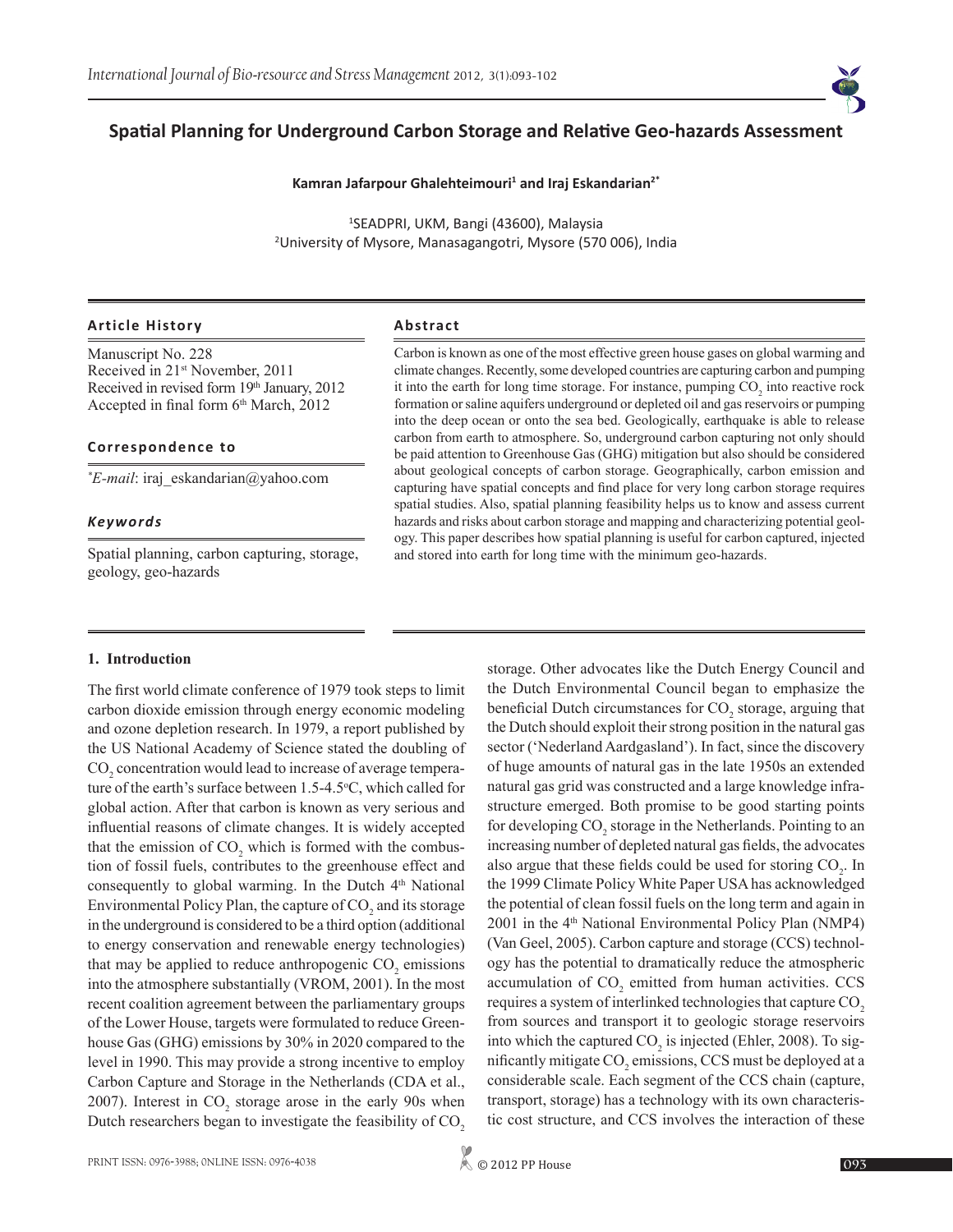# Spatial Planning for Underground Carbon Storage and Relative Geo-hazards Assessment

**Kamran Jafarpour Ghalehteimouri[1] and Iraj Eskandarian[2*]**

[1]SEADPRI, UKM, Bangi (43600), Malaysia
[2]University of Mysore, Manasagangotri, Mysore (570 006), India

### Article History

Manuscript No. 228
Received in 21st November, 2011
Received in revised form 19th January, 2012
Accepted in final form 6th March, 2012

### Correspondence to

*E-mail: iraj_eskandarian@yahoo.com

### Keywords

Spatial planning, carbon capturing, storage, geology, geo-hazards

### Abstract

Carbon is known as one of the most effective green house gases on global warming and climate changes. Recently, some developed countries are capturing carbon and pumping it into the earth for long time storage. For instance, pumping $CO_2$ into reactive rock formation or saline aquifers underground or depleted oil and gas reservoirs or pumping into the deep ocean or onto the sea bed. Geologically, earthquake is able to release carbon from earth to atmosphere. So, underground carbon capturing not only should be paid attention to Greenhouse Gas (GHG) mitigation but also should be considered about geological concepts of carbon storage. Geographically, carbon emission and capturing have spatial concepts and find place for very long carbon storage requires spatial studies. Also, spatial planning feasibility helps us to know and assess current hazards and risks about carbon storage and mapping and characterizing potential geology. This paper describes how spatial planning is useful for carbon captured, injected and stored into earth for long time with the minimum geo-hazards.

## 1. Introduction

The first world climate conference of 1979 took steps to limit carbon dioxide emission through energy economic modeling and ozone depletion research. In 1979, a report published by the US National Academy of Science stated the doubling of $CO_2$ concentration would lead to increase of average temperature of the earth's surface between 1.5-4.5°C, which called for global action. After that carbon is known as very serious and influential reasons of climate changes. It is widely accepted that the emission of $CO_2$ which is formed with the combustion of fossil fuels, contributes to the greenhouse effect and consequently to global warming. In the Dutch 4th National Environmental Policy Plan, the capture of $CO_2$ and its storage in the underground is considered to be a third option (additional to energy conservation and renewable energy technologies) that may be applied to reduce anthropogenic $CO_2$ emissions into the atmosphere substantially (VROM, 2001). In the most recent coalition agreement between the parliamentary groups of the Lower House, targets were formulated to reduce Greenhouse Gas (GHG) emissions by 30% in 2020 compared to the level in 1990. This may provide a strong incentive to employ Carbon Capture and Storage in the Netherlands (CDA et al., 2007). Interest in $CO_2$ storage arose in the early 90s when Dutch researchers began to investigate the feasibility of $CO_2$ storage. Other advocates like the Dutch Energy Council and the Dutch Environmental Council began to emphasize the beneficial Dutch circumstances for $CO_2$ storage, arguing that the Dutch should exploit their strong position in the natural gas sector ('Nederland Aardgasland'). In fact, since the discovery of huge amounts of natural gas in the late 1950s an extended natural gas grid was constructed and a large knowledge infrastructure emerged. Both promise to be good starting points for developing $CO_2$ storage in the Netherlands. Pointing to an increasing number of depleted natural gas fields, the advocates also argue that these fields could be used for storing $CO_2$. In the 1999 Climate Policy White Paper USA has acknowledged the potential of clean fossil fuels on the long term and again in 2001 in the 4th National Environmental Policy Plan (NMP4) (Van Geel, 2005). Carbon capture and storage (CCS) technology has the potential to dramatically reduce the atmospheric accumulation of $CO_2$ emitted from human activities. CCS requires a system of interlinked technologies that capture $CO_2$ from sources and transport it to geologic storage reservoirs into which the captured $CO_2$ is injected (Ehler, 2008). To significantly mitigate $CO_2$ emissions, CCS must be deployed at a considerable scale. Each segment of the CCS chain (capture, transport, storage) has a technology with its own characteristic cost structure, and CCS involves the interaction of these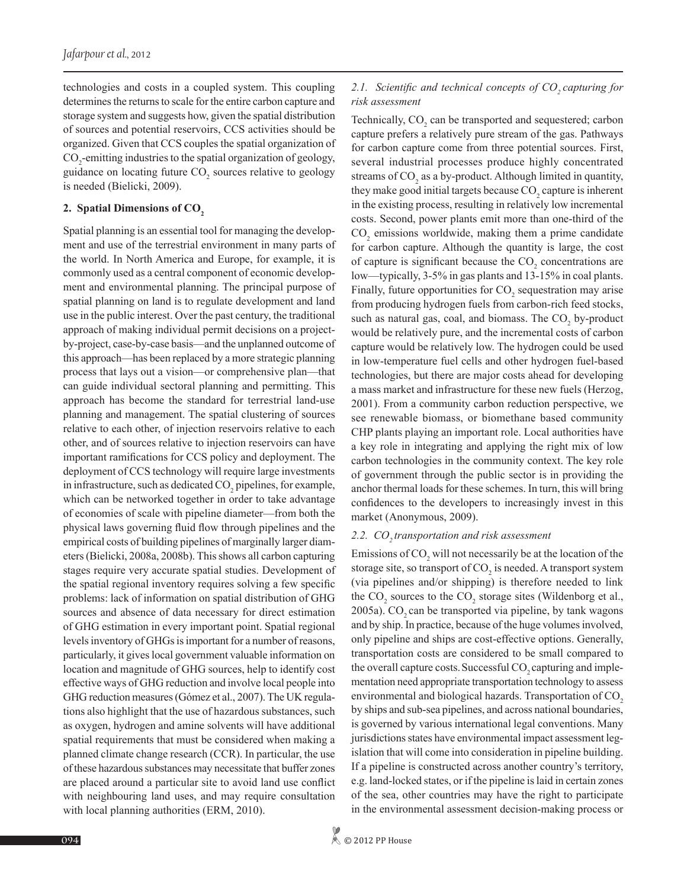technologies and costs in a coupled system. This coupling determines the returns to scale for the entire carbon capture and storage system and suggests how, given the spatial distribution of sources and potential reservoirs, CCS activities should be organized. Given that CCS couples the spatial organization of $CO_2$-emitting industries to the spatial organization of geology, guidance on locating future $CO_2$ sources relative to geology is needed (Bielicki, 2009).

## 2. Spatial Dimensions of $CO_2$

Spatial planning is an essential tool for managing the development and use of the terrestrial environment in many parts of the world. In North America and Europe, for example, it is commonly used as a central component of economic development and environmental planning. The principal purpose of spatial planning on land is to regulate development and land use in the public interest. Over the past century, the traditional approach of making individual permit decisions on a project-by-project, case-by-case basis—and the unplanned outcome of this approach—has been replaced by a more strategic planning process that lays out a vision—or comprehensive plan—that can guide individual sectoral planning and permitting. This approach has become the standard for terrestrial land-use planning and management. The spatial clustering of sources relative to each other, of injection reservoirs relative to each other, and of sources relative to injection reservoirs can have important ramifications for CCS policy and deployment. The deployment of CCS technology will require large investments in infrastructure, such as dedicated $CO_2$ pipelines, for example, which can be networked together in order to take advantage of economies of scale with pipeline diameter—from both the physical laws governing fluid flow through pipelines and the empirical costs of building pipelines of marginally larger diameters (Bielicki, 2008a, 2008b). This shows all carbon capturing stages require very accurate spatial studies. Development of the spatial regional inventory requires solving a few specific problems: lack of information on spatial distribution of GHG sources and absence of data necessary for direct estimation of GHG estimation in every important point. Spatial regional levels inventory of GHGs is important for a number of reasons, particularly, it gives local government valuable information on location and magnitude of GHG sources, help to identify cost effective ways of GHG reduction and involve local people into GHG reduction measures (Gómez et al., 2007). The UK regulations also highlight that the use of hazardous substances, such as oxygen, hydrogen and amine solvents will have additional spatial requirements that must be considered when making a planned climate change research (CCR). In particular, the use of these hazardous substances may necessitate that buffer zones are placed around a particular site to avoid land use conflict with neighbouring land uses, and may require consultation with local planning authorities (ERM, 2010).

### 2.1. Scientific and technical concepts of $CO_2$ capturing for risk assessment

Technically, $CO_2$ can be transported and sequestered; carbon capture prefers a relatively pure stream of the gas. Pathways for carbon capture come from three potential sources. First, several industrial processes produce highly concentrated streams of $CO_2$ as a by-product. Although limited in quantity, they make good initial targets because $CO_2$ capture is inherent in the existing process, resulting in relatively low incremental costs. Second, power plants emit more than one-third of the $CO_2$ emissions worldwide, making them a prime candidate for carbon capture. Although the quantity is large, the cost of capture is significant because the $CO_2$ concentrations are low—typically, 3-5% in gas plants and 13-15% in coal plants. Finally, future opportunities for $CO_2$ sequestration may arise from producing hydrogen fuels from carbon-rich feed stocks, such as natural gas, coal, and biomass. The $CO_2$ by-product would be relatively pure, and the incremental costs of carbon capture would be relatively low. The hydrogen could be used in low-temperature fuel cells and other hydrogen fuel-based technologies, but there are major costs ahead for developing a mass market and infrastructure for these new fuels (Herzog, 2001). From a community carbon reduction perspective, we see renewable biomass, or biomethane based community CHP plants playing an important role. Local authorities have a key role in integrating and applying the right mix of low carbon technologies in the community context. The key role of government through the public sector is in providing the anchor thermal loads for these schemes. In turn, this will bring confidences to the developers to increasingly invest in this market (Anonymous, 2009).

### 2.2. $CO_2$ transportation and risk assessment

Emissions of $CO_2$ will not necessarily be at the location of the storage site, so transport of $CO_2$ is needed. A transport system (via pipelines and/or shipping) is therefore needed to link the $CO_2$ sources to the $CO_2$ storage sites (Wildenborg et al., 2005a). $CO_2$ can be transported via pipeline, by tank wagons and by ship. In practice, because of the huge volumes involved, only pipeline and ships are cost-effective options. Generally, transportation costs are considered to be small compared to the overall capture costs. Successful $CO_2$ capturing and implementation need appropriate transportation technology to assess environmental and biological hazards. Transportation of $CO_2$ by ships and sub-sea pipelines, and across national boundaries, is governed by various international legal conventions. Many jurisdictions states have environmental impact assessment legislation that will come into consideration in pipeline building. If a pipeline is constructed across another country's territory, e.g. land-locked states, or if the pipeline is laid in certain zones of the sea, other countries may have the right to participate in the environmental assessment decision-making process or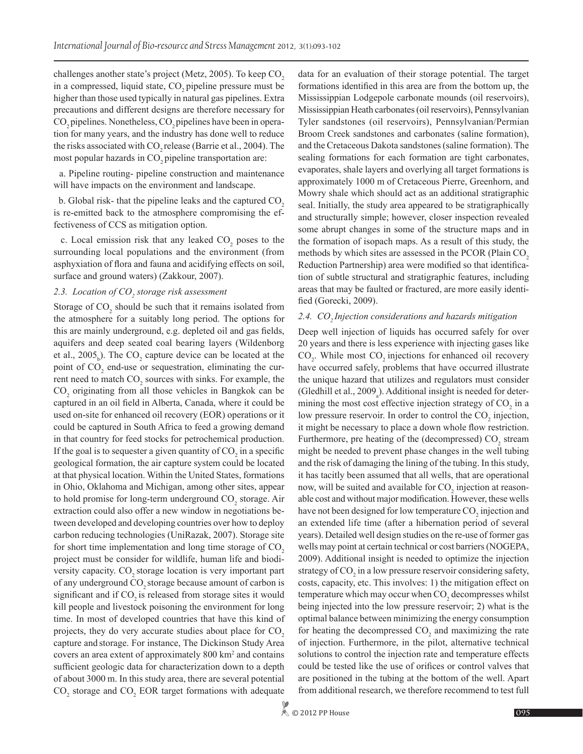challenges another state's project (Metz, 2005). To keep $CO_2$ in a compressed, liquid state, $CO_2$ pipeline pressure must be higher than those used typically in natural gas pipelines. Extra precautions and different designs are therefore necessary for $CO_2$ pipelines. Nonetheless, $CO_2$ pipelines have been in operation for many years, and the industry has done well to reduce the risks associated with $CO_2$ release (Barrie et al., 2004). The most popular hazards in $CO_2$ pipeline transportation are:

a. Pipeline routing- pipeline construction and maintenance will have impacts on the environment and landscape.

b. Global risk- that the pipeline leaks and the captured $CO_2$ is re-emitted back to the atmosphere compromising the effectiveness of CCS as mitigation option.

c. Local emission risk that any leaked $CO_2$ poses to the surrounding local populations and the environment (from asphyxiation of flora and fauna and acidifying effects on soil, surface and ground waters) (Zakkour, 2007).

### *2.3. Location of $CO_2$ storage risk assessment*

Storage of $CO_2$ should be such that it remains isolated from the atmosphere for a suitably long period. The options for this are mainly underground, e.g. depleted oil and gas fields, aquifers and deep seated coal bearing layers (Wildenborg et al., $2005_b$). The $CO_2$ capture device can be located at the point of $CO_2$ end-use or sequestration, eliminating the current need to match $CO_2$ sources with sinks. For example, the $CO_2$ originating from all those vehicles in Bangkok can be captured in an oil field in Alberta, Canada, where it could be used on-site for enhanced oil recovery (EOR) operations or it could be captured in South Africa to feed a growing demand in that country for feed stocks for petrochemical production. If the goal is to sequester a given quantity of $CO_2$ in a specific geological formation, the air capture system could be located at that physical location. Within the United States, formations in Ohio, Oklahoma and Michigan, among other sites, appear to hold promise for long-term underground $CO_2$ storage. Air extraction could also offer a new window in negotiations between developed and developing countries over how to deploy carbon reducing technologies (UniRazak, 2007). Storage site for short time implementation and long time storage of $CO_2$ project must be consider for wildlife, human life and biodiversity capacity. $CO_2$ storage location is very important part of any underground $CO_2$ storage because amount of carbon is significant and if $CO_2$ is released from storage sites it would kill people and livestock poisoning the environment for long time. In most of developed countries that have this kind of projects, they do very accurate studies about place for $CO_2$ capture and storage. For instance, The Dickinson Study Area covers an area extent of approximately 800 km$^2$ and contains sufficient geologic data for characterization down to a depth of about 3000 m. In this study area, there are several potential $CO_2$ storage and $CO_2$ EOR target formations with adequate data for an evaluation of their storage potential. The target formations identified in this area are from the bottom up, the Mississippian Lodgepole carbonate mounds (oil reservoirs), Mississippian Heath carbonates (oil reservoirs), Pennsylvanian Tyler sandstones (oil reservoirs), Pennsylvanian/Permian Broom Creek sandstones and carbonates (saline formation), and the Cretaceous Dakota sandstones (saline formation). The sealing formations for each formation are tight carbonates, evaporates, shale layers and overlying all target formations is approximately 1000 m of Cretaceous Pierre, Greenhorn, and Mowry shale which should act as an additional stratigraphic seal. Initially, the study area appeared to be stratigraphically and structurally simple; however, closer inspection revealed some abrupt changes in some of the structure maps and in the formation of isopach maps. As a result of this study, the methods by which sites are assessed in the PCOR (Plain $CO_2$ Reduction Partnership) area were modified so that identification of subtle structural and stratigraphic features, including areas that may be faulted or fractured, are more easily identified (Gorecki, 2009).

### *2.4. $CO_2$ Injection considerations and hazards mitigation*

Deep well injection of liquids has occurred safely for over 20 years and there is less experience with injecting gases like $CO_2$. While most $CO_2$ injections for enhanced oil recovery have occurred safely, problems that have occurred illustrate the unique hazard that utilizes and regulators must consider (Gledhill et al., $2009_a$). Additional insight is needed for determining the most cost effective injection strategy of $CO_2$ in a low pressure reservoir. In order to control the $CO_2$ injection, it might be necessary to place a down whole flow restriction. Furthermore, pre heating of the (decompressed) $CO_2$ stream might be needed to prevent phase changes in the well tubing and the risk of damaging the lining of the tubing. In this study, it has tacitly been assumed that all wells, that are operational now, will be suited and available for $CO_2$ injection at reasonable cost and without major modification. However, these wells have not been designed for low temperature $CO_2$ injection and an extended life time (after a hibernation period of several years). Detailed well design studies on the re-use of former gas wells may point at certain technical or cost barriers (NOGEPA, 2009). Additional insight is needed to optimize the injection strategy of $CO_2$ in a low pressure reservoir considering safety, costs, capacity, etc. This involves: 1) the mitigation effect on temperature which may occur when $CO_2$ decompresses whilst being injected into the low pressure reservoir; 2) what is the optimal balance between minimizing the energy consumption for heating the decompressed $CO_2$ and maximizing the rate of injection. Furthermore, in the pilot, alternative technical solutions to control the injection rate and temperature effects could be tested like the use of orifices or control valves that are positioned in the tubing at the bottom of the well. Apart from additional research, we therefore recommend to test full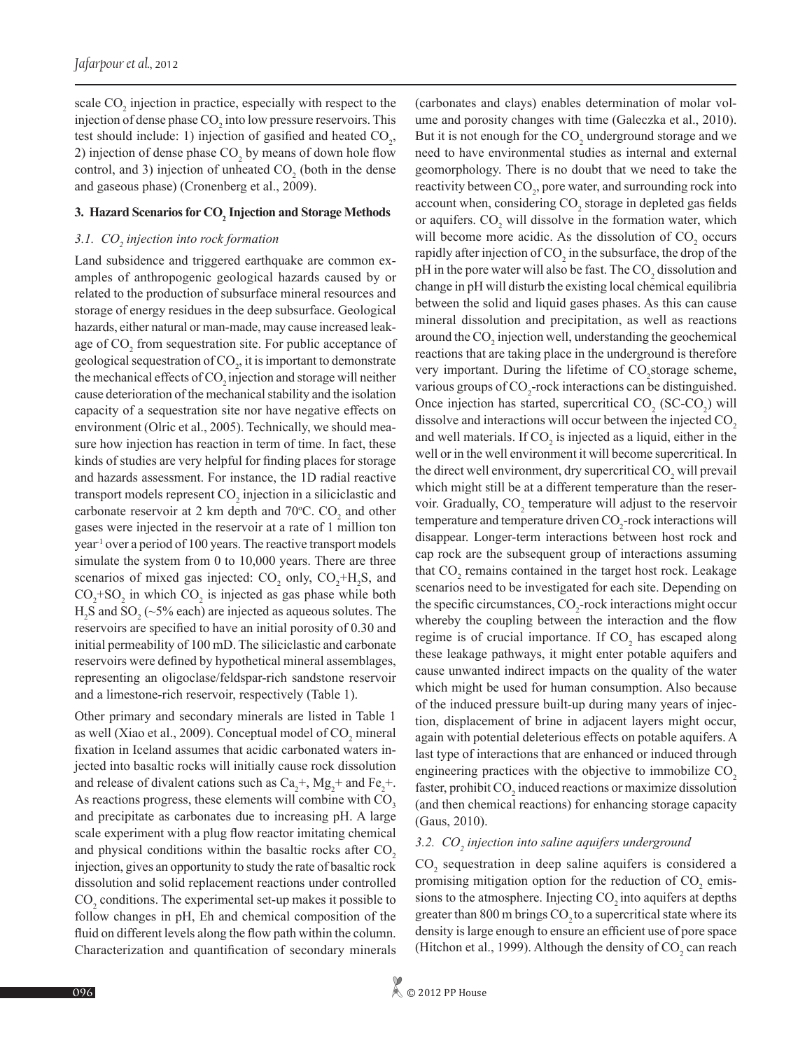scale $CO_2$ injection in practice, especially with respect to the injection of dense phase $CO_2$ into low pressure reservoirs. This test should include: 1) injection of gasified and heated $CO_2$, 2) injection of dense phase $CO_2$ by means of down hole flow control, and 3) injection of unheated $CO_2$ (both in the dense and gaseous phase) (Cronenberg et al., 2009).

## 3. Hazard Scenarios for $CO_2$ Injection and Storage Methods

### *3.1. $CO_2$ injection into rock formation*

Land subsidence and triggered earthquake are common examples of anthropogenic geological hazards caused by or related to the production of subsurface mineral resources and storage of energy residues in the deep subsurface. Geological hazards, either natural or man-made, may cause increased leakage of $CO_2$ from sequestration site. For public acceptance of geological sequestration of $CO_2$, it is important to demonstrate the mechanical effects of $CO_2$ injection and storage will neither cause deterioration of the mechanical stability and the isolation capacity of a sequestration site nor have negative effects on environment (Olric et al., 2005). Technically, we should measure how injection has reaction in term of time. In fact, these kinds of studies are very helpful for finding places for storage and hazards assessment. For instance, the 1D radial reactive transport models represent $CO_2$ injection in a siliciclastic and carbonate reservoir at 2 km depth and 70°C. $CO_2$ and other gases were injected in the reservoir at a rate of 1 million ton year$^{-1}$ over a period of 100 years. The reactive transport models simulate the system from 0 to 10,000 years. There are three scenarios of mixed gas injected: $CO_2$ only, $CO_2$+$H_2S$, and $CO_2$+$SO_2$ in which $CO_2$ is injected as gas phase while both $H_2S$ and $SO_2$ (~5% each) are injected as aqueous solutes. The reservoirs are specified to have an initial porosity of 0.30 and initial permeability of 100 mD. The siliciclastic and carbonate reservoirs were defined by hypothetical mineral assemblages, representing an oligoclase/feldspar-rich sandstone reservoir and a limestone-rich reservoir, respectively (Table 1).

Other primary and secondary minerals are listed in Table 1 as well (Xiao et al., 2009). Conceptual model of $CO_2$ mineral fixation in Iceland assumes that acidic carbonated waters injected into basaltic rocks will initially cause rock dissolution and release of divalent cations such as $Ca_2$+, $Mg_2$+ and $Fe_2$+. As reactions progress, these elements will combine with $CO_3$ and precipitate as carbonates due to increasing pH. A large scale experiment with a plug flow reactor imitating chemical and physical conditions within the basaltic rocks after $CO_2$ injection, gives an opportunity to study the rate of basaltic rock dissolution and solid replacement reactions under controlled $CO_2$ conditions. The experimental set-up makes it possible to follow changes in pH, Eh and chemical composition of the fluid on different levels along the flow path within the column. Characterization and quantification of secondary minerals (carbonates and clays) enables determination of molar volume and porosity changes with time (Galeczka et al., 2010). But it is not enough for the $CO_2$ underground storage and we need to have environmental studies as internal and external geomorphology. There is no doubt that we need to take the reactivity between $CO_2$, pore water, and surrounding rock into account when, considering $CO_2$ storage in depleted gas fields or aquifers. $CO_2$ will dissolve in the formation water, which will become more acidic. As the dissolution of $CO_2$ occurs rapidly after injection of $CO_2$ in the subsurface, the drop of the pH in the pore water will also be fast. The $CO_2$ dissolution and change in pH will disturb the existing local chemical equilibria between the solid and liquid gases phases. As this can cause mineral dissolution and precipitation, as well as reactions around the $CO_2$ injection well, understanding the geochemical reactions that are taking place in the underground is therefore very important. During the lifetime of $CO_2$storage scheme, various groups of $CO_2$-rock interactions can be distinguished. Once injection has started, supercritical $CO_2$ (SC-$CO_2$) will dissolve and interactions will occur between the injected $CO_2$ and well materials. If $CO_2$ is injected as a liquid, either in the well or in the well environment it will become supercritical. In the direct well environment, dry supercritical $CO_2$ will prevail which might still be at a different temperature than the reservoir. Gradually, $CO_2$ temperature will adjust to the reservoir temperature and temperature driven $CO_2$-rock interactions will disappear. Longer-term interactions between host rock and cap rock are the subsequent group of interactions assuming that $CO_2$ remains contained in the target host rock. Leakage scenarios need to be investigated for each site. Depending on the specific circumstances, $CO_2$-rock interactions might occur whereby the coupling between the interaction and the flow regime is of crucial importance. If $CO_2$ has escaped along these leakage pathways, it might enter potable aquifers and cause unwanted indirect impacts on the quality of the water which might be used for human consumption. Also because of the induced pressure built-up during many years of injection, displacement of brine in adjacent layers might occur, again with potential deleterious effects on potable aquifers. A last type of interactions that are enhanced or induced through engineering practices with the objective to immobilize $CO_2$ faster, prohibit $CO_2$ induced reactions or maximize dissolution (and then chemical reactions) for enhancing storage capacity (Gaus, 2010).

### *3.2. $CO_2$ injection into saline aquifers underground*

$CO_2$ sequestration in deep saline aquifers is considered a promising mitigation option for the reduction of $CO_2$ emissions to the atmosphere. Injecting $CO_2$ into aquifers at depths greater than 800 m brings $CO_2$ to a supercritical state where its density is large enough to ensure an efficient use of pore space (Hitchon et al., 1999). Although the density of $CO_2$ can reach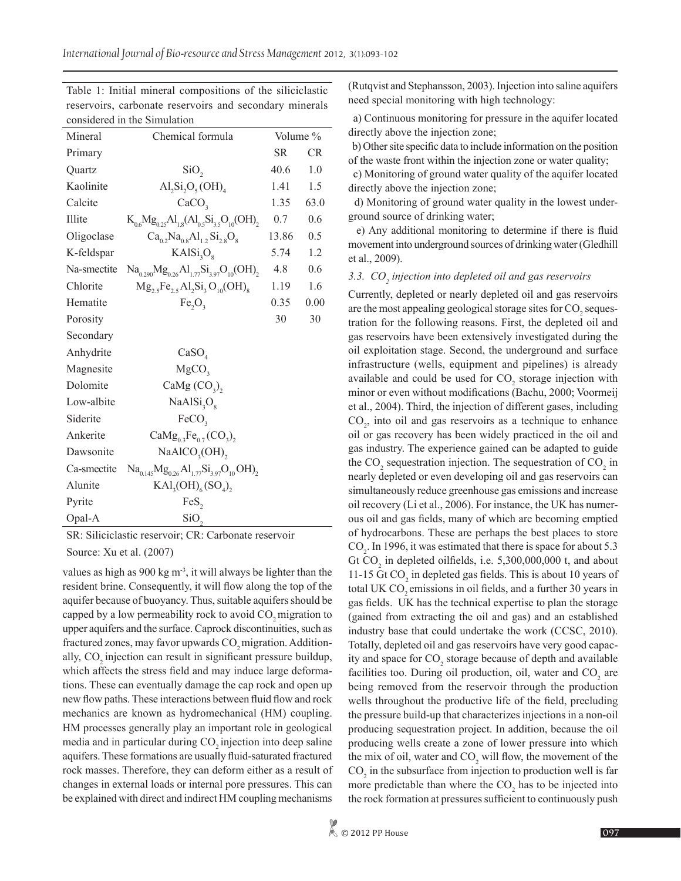Table 1: Initial mineral compositions of the siliciclastic reservoirs, carbonate reservoirs and secondary minerals considered in the Simulation

| Mineral | Chemical formula | Volume % | |
|---|---|---|---|
| Primary | | SR | CR |
| Quartz | $SiO_2$ | 40.6 | 1.0 |
| Kaolinite | $Al_2Si_2O_5(OH)_4$ | 1.41 | 1.5 |
| Calcite | $CaCO_3$ | 1.35 | 63.0 |
| Illite | $K_{0.6}Mg_{0.25}Al_{1.8}(Al_{0.5}Si_{3.5}O_{10}(OH)_2$ | 0.7 | 0.6 |
| Oligoclase | $Ca_{0.2}Na_{0.8}Al_{1.2}Si_{2.8}O_8$ | 13.86 | 0.5 |
| K-feldspar | $KAlSi_3O_8$ | 5.74 | 1.2 |
| Na-smectite | $Na_{0.290}Mg_{0.26}Al_{1.77}Si_{3.97}O_{10}(OH)_2$ | 4.8 | 0.6 |
| Chlorite | $Mg_{2.5}Fe_{2.5}Al_2Si_3O_{10}(OH)_8$ | 1.19 | 1.6 |
| Hematite | $Fe_2O_3$ | 0.35 | 0.00 |
| Porosity | | 30 | 30 |
| Secondary | | | |
| Anhydrite | $CaSO_4$ | | |
| Magnesite | $MgCO_3$ | | |
| Dolomite | $CaMg(CO_3)_2$ | | |
| Low-albite | $NaAlSi_3O_8$ | | |
| Siderite | $FeCO_3$ | | |
| Ankerite | $CaMg_{0.3}Fe_{0.7}(CO_3)_2$ | | |
| Dawsonite | $NaAlCO_3(OH)_2$ | | |
| Ca-smectite | $Na_{0.145}Mg_{0.26}Al_{1.77}Si_{3.97}O_{10}OH)_2$ | | |
| Alunite | $KAl_3(OH)_6(SO_4)_2$ | | |
| Pyrite | $FeS_2$ | | |
| Opal-A | $SiO_2$ | | |

SR: Siliciclastic reservoir; CR: Carbonate reservoir

Source: Xu et al. (2007)

values as high as 900 kg m$^{-3}$, it will always be lighter than the resident brine. Consequently, it will flow along the top of the aquifer because of buoyancy. Thus, suitable aquifers should be capped by a low permeability rock to avoid $CO_2$ migration to upper aquifers and the surface. Caprock discontinuities, such as fractured zones, may favor upwards $CO_2$ migration. Additionally, $CO_2$ injection can result in significant pressure buildup, which affects the stress field and may induce large deformations. These can eventually damage the cap rock and open up new flow paths. These interactions between fluid flow and rock mechanics are known as hydromechanical (HM) coupling. HM processes generally play an important role in geological media and in particular during $CO_2$ injection into deep saline aquifers. These formations are usually fluid-saturated fractured rock masses. Therefore, they can deform either as a result of changes in external loads or internal pore pressures. This can be explained with direct and indirect HM coupling mechanisms (Rutqvist and Stephansson, 2003). Injection into saline aquifers need special monitoring with high technology:

a) Continuous monitoring for pressure in the aquifer located directly above the injection zone;

b) Other site specific data to include information on the position of the waste front within the injection zone or water quality;

c) Monitoring of ground water quality of the aquifer located directly above the injection zone;

d) Monitoring of ground water quality in the lowest underground source of drinking water;

e) Any additional monitoring to determine if there is fluid movement into underground sources of drinking water (Gledhill et al., 2009).

### 3.3. $CO_2$ injection into depleted oil and gas reservoirs

Currently, depleted or nearly depleted oil and gas reservoirs are the most appealing geological storage sites for $CO_2$ sequestration for the following reasons. First, the depleted oil and gas reservoirs have been extensively investigated during the oil exploitation stage. Second, the underground and surface infrastructure (wells, equipment and pipelines) is already available and could be used for $CO_2$ storage injection with minor or even without modifications (Bachu, 2000; Voormeij et al., 2004). Third, the injection of different gases, including $CO_2$, into oil and gas reservoirs as a technique to enhance oil or gas recovery has been widely practiced in the oil and gas industry. The experience gained can be adapted to guide the $CO_2$ sequestration injection. The sequestration of $CO_2$ in nearly depleted or even developing oil and gas reservoirs can simultaneously reduce greenhouse gas emissions and increase oil recovery (Li et al., 2006). For instance, the UK has numerous oil and gas fields, many of which are becoming emptied of hydrocarbons. These are perhaps the best places to store $CO_2$. In 1996, it was estimated that there is space for about 5.3 Gt $CO_2$ in depleted oilfields, i.e. 5,300,000,000 t, and about 11-15 Gt $CO_2$ in depleted gas fields. This is about 10 years of total UK $CO_2$ emissions in oil fields, and a further 30 years in gas fields. UK has the technical expertise to plan the storage (gained from extracting the oil and gas) and an established industry base that could undertake the work (CCSC, 2010). Totally, depleted oil and gas reservoirs have very good capacity and space for $CO_2$ storage because of depth and available facilities too. During oil production, oil, water and $CO_2$ are being removed from the reservoir through the production wells throughout the productive life of the field, precluding the pressure build-up that characterizes injections in a non-oil producing sequestration project. In addition, because the oil producing wells create a zone of lower pressure into which the mix of oil, water and $CO_2$ will flow, the movement of the $CO_2$ in the subsurface from injection to production well is far more predictable than where the $CO_2$ has to be injected into the rock formation at pressures sufficient to continuously push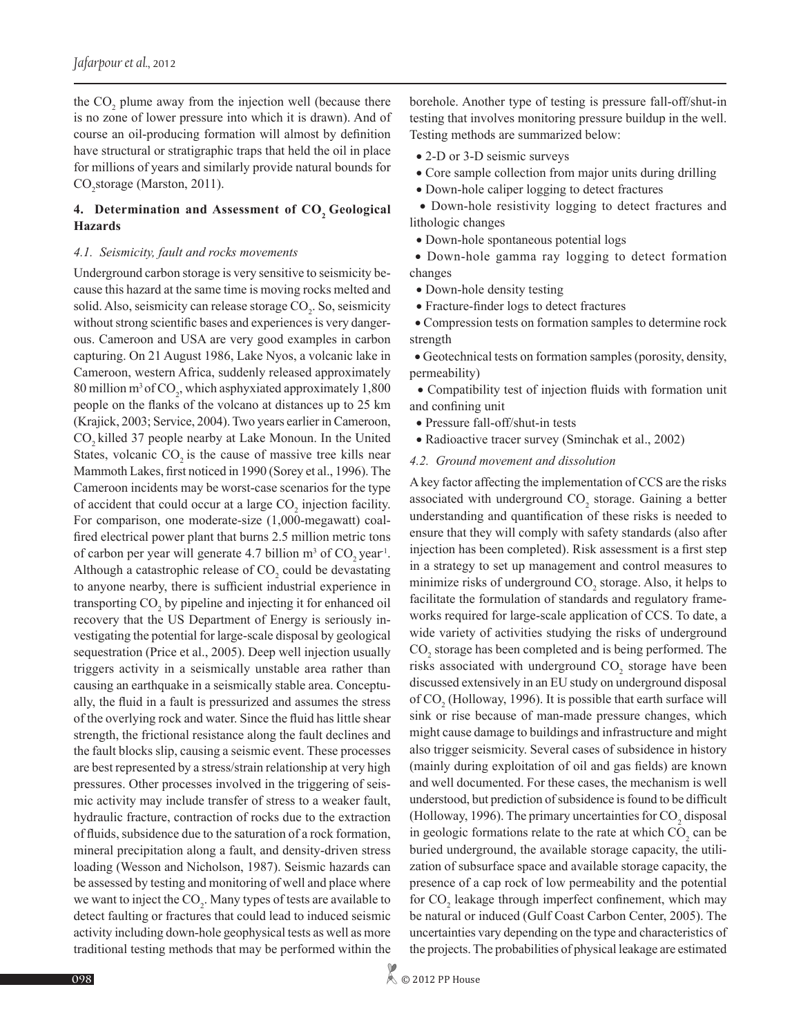the $CO_2$ plume away from the injection well (because there is no zone of lower pressure into which it is drawn). And of course an oil-producing formation will almost by definition have structural or stratigraphic traps that held the oil in place for millions of years and similarly provide natural bounds for $CO_2$ storage (Marston, 2011).

## 4. Determination and Assessment of $CO_2$ Geological Hazards

### *4.1. Seismicity, fault and rocks movements*

Underground carbon storage is very sensitive to seismicity because this hazard at the same time is moving rocks melted and solid. Also, seismicity can release storage $CO_2$. So, seismicity without strong scientific bases and experiences is very dangerous. Cameroon and USA are very good examples in carbon capturing. On 21 August 1986, Lake Nyos, a volcanic lake in Cameroon, western Africa, suddenly released approximately 80 million $m^3$ of $CO_2$, which asphyxiated approximately 1,800 people on the flanks of the volcano at distances up to 25 km (Krajick, 2003; Service, 2004). Two years earlier in Cameroon, $CO_2$ killed 37 people nearby at Lake Monoun. In the United States, volcanic $CO_2$ is the cause of massive tree kills near Mammoth Lakes, first noticed in 1990 (Sorey et al., 1996). The Cameroon incidents may be worst-case scenarios for the type of accident that could occur at a large $CO_2$ injection facility. For comparison, one moderate-size (1,000-megawatt) coal-fired electrical power plant that burns 2.5 million metric tons of carbon per year will generate 4.7 billion $m^3$ of $CO_2$ $year^{-1}$. Although a catastrophic release of $CO_2$ could be devastating to anyone nearby, there is sufficient industrial experience in transporting $CO_2$ by pipeline and injecting it for enhanced oil recovery that the US Department of Energy is seriously investigating the potential for large-scale disposal by geological sequestration (Price et al., 2005). Deep well injection usually triggers activity in a seismically unstable area rather than causing an earthquake in a seismically stable area. Conceptually, the fluid in a fault is pressurized and assumes the stress of the overlying rock and water. Since the fluid has little shear strength, the frictional resistance along the fault declines and the fault blocks slip, causing a seismic event. These processes are best represented by a stress/strain relationship at very high pressures. Other processes involved in the triggering of seismic activity may include transfer of stress to a weaker fault, hydraulic fracture, contraction of rocks due to the extraction of fluids, subsidence due to the saturation of a rock formation, mineral precipitation along a fault, and density-driven stress loading (Wesson and Nicholson, 1987). Seismic hazards can be assessed by testing and monitoring of well and place where we want to inject the $CO_2$. Many types of tests are available to detect faulting or fractures that could lead to induced seismic activity including down-hole geophysical tests as well as more traditional testing methods that may be performed within the borehole. Another type of testing is pressure fall-off/shut-in testing that involves monitoring pressure buildup in the well. Testing methods are summarized below:

- 2-D or 3-D seismic surveys
- Core sample collection from major units during drilling
- Down-hole caliper logging to detect fractures
- Down-hole resistivity logging to detect fractures and lithologic changes
- Down-hole spontaneous potential logs
- Down-hole gamma ray logging to detect formation changes
- Down-hole density testing
- Fracture-finder logs to detect fractures
- Compression tests on formation samples to determine rock strength
- Geotechnical tests on formation samples (porosity, density, permeability)
- Compatibility test of injection fluids with formation unit and confining unit
- Pressure fall-off/shut-in tests
- Radioactive tracer survey (Sminchak et al., 2002)

### *4.2. Ground movement and dissolution*

A key factor affecting the implementation of CCS are the risks associated with underground $CO_2$ storage. Gaining a better understanding and quantification of these risks is needed to ensure that they will comply with safety standards (also after injection has been completed). Risk assessment is a first step in a strategy to set up management and control measures to minimize risks of underground $CO_2$ storage. Also, it helps to facilitate the formulation of standards and regulatory frameworks required for large-scale application of CCS. To date, a wide variety of activities studying the risks of underground $CO_2$ storage has been completed and is being performed. The risks associated with underground $CO_2$ storage have been discussed extensively in an EU study on underground disposal of $CO_2$ (Holloway, 1996). It is possible that earth surface will sink or rise because of man-made pressure changes, which might cause damage to buildings and infrastructure and might also trigger seismicity. Several cases of subsidence in history (mainly during exploitation of oil and gas fields) are known and well documented. For these cases, the mechanism is well understood, but prediction of subsidence is found to be difficult (Holloway, 1996). The primary uncertainties for $CO_2$ disposal in geologic formations relate to the rate at which $CO_2$ can be buried underground, the available storage capacity, the utilization of subsurface space and available storage capacity, the presence of a cap rock of low permeability and the potential for $CO_2$ leakage through imperfect confinement, which may be natural or induced (Gulf Coast Carbon Center, 2005). The uncertainties vary depending on the type and characteristics of the projects. The probabilities of physical leakage are estimated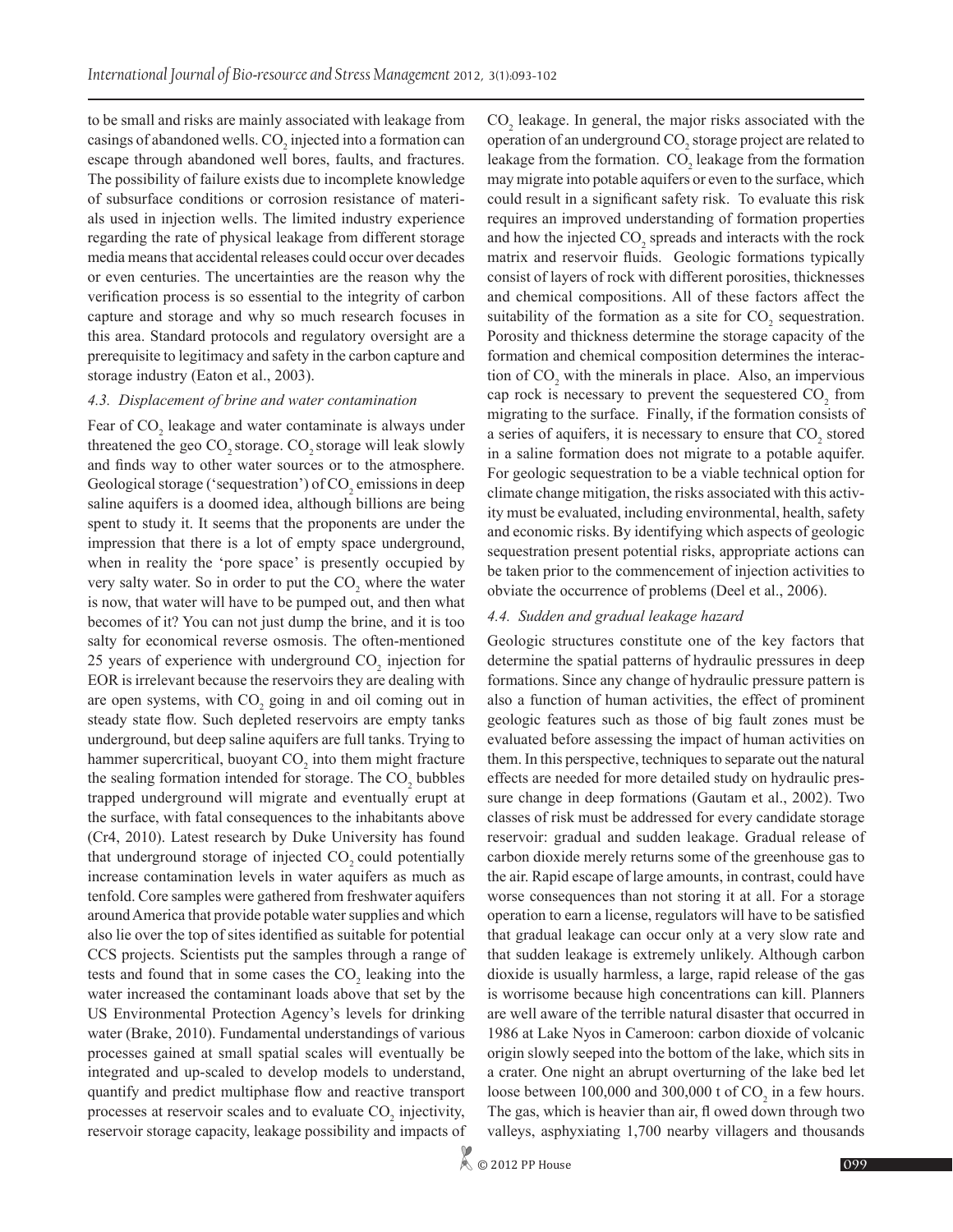to be small and risks are mainly associated with leakage from casings of abandoned wells. $CO_2$ injected into a formation can escape through abandoned well bores, faults, and fractures. The possibility of failure exists due to incomplete knowledge of subsurface conditions or corrosion resistance of materials used in injection wells. The limited industry experience regarding the rate of physical leakage from different storage media means that accidental releases could occur over decades or even centuries. The uncertainties are the reason why the verification process is so essential to the integrity of carbon capture and storage and why so much research focuses in this area. Standard protocols and regulatory oversight are a prerequisite to legitimacy and safety in the carbon capture and storage industry (Eaton et al., 2003).

### *4.3. Displacement of brine and water contamination*

Fear of $CO_2$ leakage and water contaminate is always under threatened the geo $CO_2$ storage. $CO_2$ storage will leak slowly and finds way to other water sources or to the atmosphere. Geological storage ('sequestration') of $CO_2$ emissions in deep saline aquifers is a doomed idea, although billions are being spent to study it. It seems that the proponents are under the impression that there is a lot of empty space underground, when in reality the 'pore space' is presently occupied by very salty water. So in order to put the $CO_2$ where the water is now, that water will have to be pumped out, and then what becomes of it? You can not just dump the brine, and it is too salty for economical reverse osmosis. The often-mentioned 25 years of experience with underground $CO_2$ injection for EOR is irrelevant because the reservoirs they are dealing with are open systems, with $CO_2$ going in and oil coming out in steady state flow. Such depleted reservoirs are empty tanks underground, but deep saline aquifers are full tanks. Trying to hammer supercritical, buoyant $CO_2$ into them might fracture the sealing formation intended for storage. The $CO_2$ bubbles trapped underground will migrate and eventually erupt at the surface, with fatal consequences to the inhabitants above (Cr4, 2010). Latest research by Duke University has found that underground storage of injected $CO_2$ could potentially increase contamination levels in water aquifers as much as tenfold. Core samples were gathered from freshwater aquifers around America that provide potable water supplies and which also lie over the top of sites identified as suitable for potential CCS projects. Scientists put the samples through a range of tests and found that in some cases the $CO_2$ leaking into the water increased the contaminant loads above that set by the US Environmental Protection Agency's levels for drinking water (Brake, 2010). Fundamental understandings of various processes gained at small spatial scales will eventually be integrated and up-scaled to develop models to understand, quantify and predict multiphase flow and reactive transport processes at reservoir scales and to evaluate $CO_2$ injectivity, reservoir storage capacity, leakage possibility and impacts of $CO_2$ leakage. In general, the major risks associated with the operation of an underground $CO_2$ storage project are related to leakage from the formation. $CO_2$ leakage from the formation may migrate into potable aquifers or even to the surface, which could result in a significant safety risk. To evaluate this risk requires an improved understanding of formation properties and how the injected $CO_2$ spreads and interacts with the rock matrix and reservoir fluids. Geologic formations typically consist of layers of rock with different porosities, thicknesses and chemical compositions. All of these factors affect the suitability of the formation as a site for $CO_2$ sequestration. Porosity and thickness determine the storage capacity of the formation and chemical composition determines the interaction of $CO_2$ with the minerals in place. Also, an impervious cap rock is necessary to prevent the sequestered $CO_2$ from migrating to the surface. Finally, if the formation consists of a series of aquifers, it is necessary to ensure that $CO_2$ stored in a saline formation does not migrate to a potable aquifer. For geologic sequestration to be a viable technical option for climate change mitigation, the risks associated with this activity must be evaluated, including environmental, health, safety and economic risks. By identifying which aspects of geologic sequestration present potential risks, appropriate actions can be taken prior to the commencement of injection activities to obviate the occurrence of problems (Deel et al., 2006).

### *4.4. Sudden and gradual leakage hazard*

Geologic structures constitute one of the key factors that determine the spatial patterns of hydraulic pressures in deep formations. Since any change of hydraulic pressure pattern is also a function of human activities, the effect of prominent geologic features such as those of big fault zones must be evaluated before assessing the impact of human activities on them. In this perspective, techniques to separate out the natural effects are needed for more detailed study on hydraulic pressure change in deep formations (Gautam et al., 2002). Two classes of risk must be addressed for every candidate storage reservoir: gradual and sudden leakage. Gradual release of carbon dioxide merely returns some of the greenhouse gas to the air. Rapid escape of large amounts, in contrast, could have worse consequences than not storing it at all. For a storage operation to earn a license, regulators will have to be satisfied that gradual leakage can occur only at a very slow rate and that sudden leakage is extremely unlikely. Although carbon dioxide is usually harmless, a large, rapid release of the gas is worrisome because high concentrations can kill. Planners are well aware of the terrible natural disaster that occurred in 1986 at Lake Nyos in Cameroon: carbon dioxide of volcanic origin slowly seeped into the bottom of the lake, which sits in a crater. One night an abrupt overturning of the lake bed let loose between 100,000 and 300,000 t of $CO_2$ in a few hours. The gas, which is heavier than air, fl owed down through two valleys, asphyxiating 1,700 nearby villagers and thousands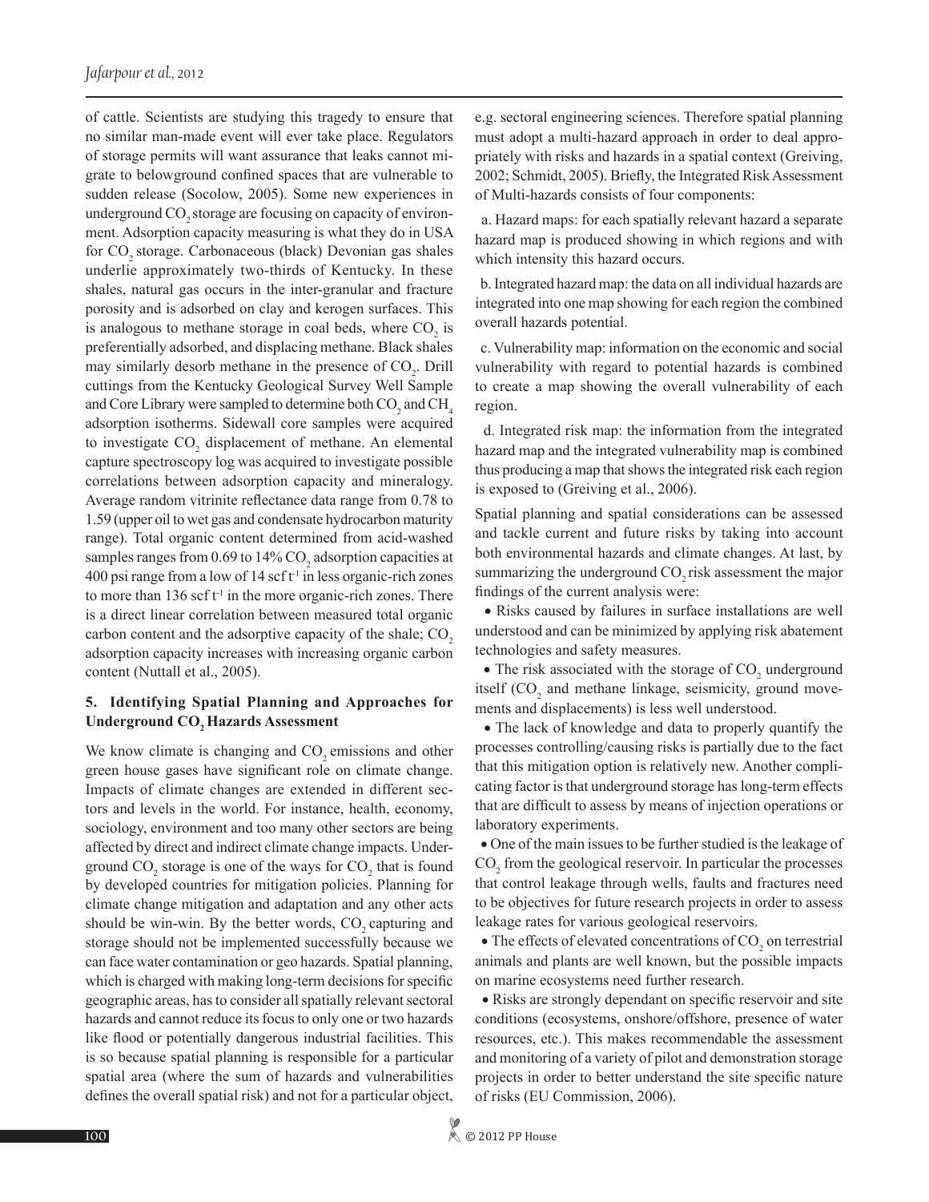of cattle. Scientists are studying this tragedy to ensure that no similar man-made event will ever take place. Regulators of storage permits will want assurance that leaks cannot migrate to belowground confined spaces that are vulnerable to sudden release (Socolow, 2005). Some new experiences in underground $CO_2$ storage are focusing on capacity of environment. Adsorption capacity measuring is what they do in USA for $CO_2$ storage. Carbonaceous (black) Devonian gas shales underlie approximately two-thirds of Kentucky. In these shales, natural gas occurs in the inter-granular and fracture porosity and is adsorbed on clay and kerogen surfaces. This is analogous to methane storage in coal beds, where $CO_2$ is preferentially adsorbed, and displacing methane. Black shales may similarly desorb methane in the presence of $CO_2$. Drill cuttings from the Kentucky Geological Survey Well Sample and Core Library were sampled to determine both $CO_2$ and $CH_4$ adsorption isotherms. Sidewall core samples were acquired to investigate $CO_2$ displacement of methane. An elemental capture spectroscopy log was acquired to investigate possible correlations between adsorption capacity and mineralogy. Average random vitrinite reflectance data range from 0.78 to 1.59 (upper oil to wet gas and condensate hydrocarbon maturity range). Total organic content determined from acid-washed samples ranges from 0.69 to 14% $CO_2$ adsorption capacities at 400 psi range from a low of 14 scf $t^{-1}$ in less organic-rich zones to more than 136 scf $t^{-1}$ in the more organic-rich zones. There is a direct linear correlation between measured total organic carbon content and the adsorptive capacity of the shale; $CO_2$ adsorption capacity increases with increasing organic carbon content (Nuttall et al., 2005).

## 5. Identifying Spatial Planning and Approaches for Underground $CO_2$ Hazards Assessment

We know climate is changing and $CO_2$ emissions and other green house gases have significant role on climate change. Impacts of climate changes are extended in different sectors and levels in the world. For instance, health, economy, sociology, environment and too many other sectors are being affected by direct and indirect climate change impacts. Underground $CO_2$ storage is one of the ways for $CO_2$ that is found by developed countries for mitigation policies. Planning for climate change mitigation and adaptation and any other acts should be win-win. By the better words, $CO_2$ capturing and storage should not be implemented successfully because we can face water contamination or geo hazards. Spatial planning, which is charged with making long-term decisions for specific geographic areas, has to consider all spatially relevant sectoral hazards and cannot reduce its focus to only one or two hazards like flood or potentially dangerous industrial facilities. This is so because spatial planning is responsible for a particular spatial area (where the sum of hazards and vulnerabilities defines the overall spatial risk) and not for a particular object, e.g. sectoral engineering sciences. Therefore spatial planning must adopt a multi-hazard approach in order to deal appropriately with risks and hazards in a spatial context (Greiving, 2002; Schmidt, 2005). Briefly, the Integrated Risk Assessment of Multi-hazards consists of four components:

a. Hazard maps: for each spatially relevant hazard a separate hazard map is produced showing in which regions and with which intensity this hazard occurs.

b. Integrated hazard map: the data on all individual hazards are integrated into one map showing for each region the combined overall hazards potential.

c. Vulnerability map: information on the economic and social vulnerability with regard to potential hazards is combined to create a map showing the overall vulnerability of each region.

d. Integrated risk map: the information from the integrated hazard map and the integrated vulnerability map is combined thus producing a map that shows the integrated risk each region is exposed to (Greiving et al., 2006).

Spatial planning and spatial considerations can be assessed and tackle current and future risks by taking into account both environmental hazards and climate changes. At last, by summarizing the underground $CO_2$ risk assessment the major findings of the current analysis were:

- Risks caused by failures in surface installations are well understood and can be minimized by applying risk abatement technologies and safety measures.
- The risk associated with the storage of $CO_2$ underground itself ($CO_2$ and methane linkage, seismicity, ground movements and displacements) is less well understood.
- The lack of knowledge and data to properly quantify the processes controlling/causing risks is partially due to the fact that this mitigation option is relatively new. Another complicating factor is that underground storage has long-term effects that are difficult to assess by means of injection operations or laboratory experiments.
- One of the main issues to be further studied is the leakage of $CO_2$ from the geological reservoir. In particular the processes that control leakage through wells, faults and fractures need to be objectives for future research projects in order to assess leakage rates for various geological reservoirs.
- The effects of elevated concentrations of $CO_2$ on terrestrial animals and plants are well known, but the possible impacts on marine ecosystems need further research.
- Risks are strongly dependant on specific reservoir and site conditions (ecosystems, onshore/offshore, presence of water resources, etc.). This makes recommendable the assessment and monitoring of a variety of pilot and demonstration storage projects in order to better understand the site specific nature of risks (EU Commission, 2006).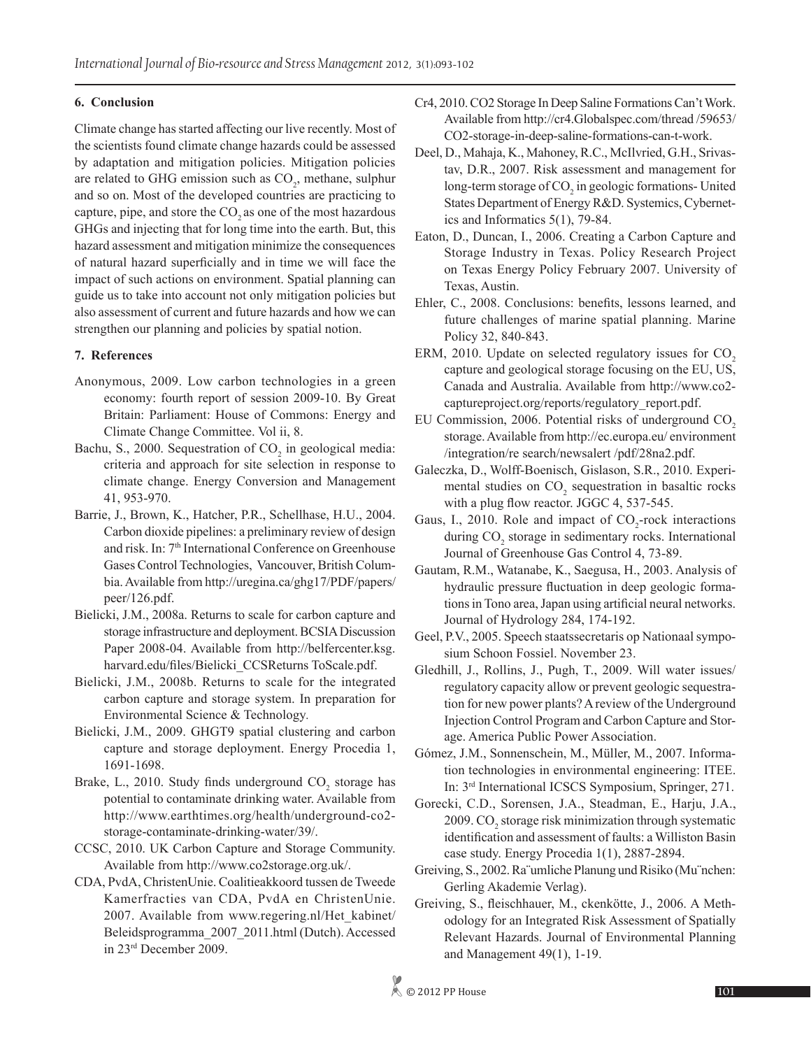## 6. Conclusion

Climate change has started affecting our live recently. Most of the scientists found climate change hazards could be assessed by adaptation and mitigation policies. Mitigation policies are related to GHG emission such as $CO_2$, methane, sulphur and so on. Most of the developed countries are practicing to capture, pipe, and store the $CO_2$ as one of the most hazardous GHGs and injecting that for long time into the earth. But, this hazard assessment and mitigation minimize the consequences of natural hazard superficially and in time we will face the impact of such actions on environment. Spatial planning can guide us to take into account not only mitigation policies but also assessment of current and future hazards and how we can strengthen our planning and policies by spatial notion.

## 7. References

Anonymous, 2009. Low carbon technologies in a green economy: fourth report of session 2009-10. By Great Britain: Parliament: House of Commons: Energy and Climate Change Committee. Vol ii, 8.

Bachu, S., 2000. Sequestration of $CO_2$ in geological media: criteria and approach for site selection in response to climate change. Energy Conversion and Management 41, 953-970.

Barrie, J., Brown, K., Hatcher, P.R., Schellhase, H.U., 2004. Carbon dioxide pipelines: a preliminary review of design and risk. In: 7th International Conference on Greenhouse Gases Control Technologies, Vancouver, British Columbia. Available from http://uregina.ca/ghg17/PDF/papers/peer/126.pdf.

Bielicki, J.M., 2008a. Returns to scale for carbon capture and storage infrastructure and deployment. BCSIA Discussion Paper 2008-04. Available from http://belfercenter.ksg.harvard.edu/files/Bielicki_CCSReturns ToScale.pdf.

Bielicki, J.M., 2008b. Returns to scale for the integrated carbon capture and storage system. In preparation for Environmental Science & Technology.

Bielicki, J.M., 2009. GHGT9 spatial clustering and carbon capture and storage deployment. Energy Procedia 1, 1691-1698.

Brake, L., 2010. Study finds underground $CO_2$ storage has potential to contaminate drinking water. Available from http://www.earthtimes.org/health/underground-co2-storage-contaminate-drinking-water/39/.

CCSC, 2010. UK Carbon Capture and Storage Community. Available from http://www.co2storage.org.uk/.

CDA, PvdA, ChristenUnie. Coalitieakkoord tussen de Tweede Kamerfracties van CDA, PvdA en ChristenUnie. 2007. Available from www.regering.nl/Het_kabinet/Beleidsprogramma_2007_2011.html (Dutch). Accessed in 23rd December 2009.

Cr4, 2010. CO2 Storage In Deep Saline Formations Can't Work. Available from http://cr4.Globalspec.com/thread /59653/CO2-storage-in-deep-saline-formations-can-t-work.

Deel, D., Mahaja, K., Mahoney, R.C., McIlvried, G.H., Srivastav, D.R., 2007. Risk assessment and management for long-term storage of $CO_2$ in geologic formations- United States Department of Energy R&D. Systemics, Cybernetics and Informatics 5(1), 79-84.

Eaton, D., Duncan, I., 2006. Creating a Carbon Capture and Storage Industry in Texas. Policy Research Project on Texas Energy Policy February 2007. University of Texas, Austin.

Ehler, C., 2008. Conclusions: benefits, lessons learned, and future challenges of marine spatial planning. Marine Policy 32, 840-843.

ERM, 2010. Update on selected regulatory issues for $CO_2$ capture and geological storage focusing on the EU, US, Canada and Australia. Available from http://www.co2-captureproject.org/reports/regulatory_report.pdf.

EU Commission, 2006. Potential risks of underground $CO_2$ storage. Available from http://ec.europa.eu/ environment /integration/re search/newsalert /pdf/28na2.pdf.

Galeczka, D., Wolff-Boenisch, Gislason, S.R., 2010. Experimental studies on $CO_2$ sequestration in basaltic rocks with a plug flow reactor. JGGC 4, 537-545.

Gaus, I., 2010. Role and impact of $CO_2$-rock interactions during $CO_2$ storage in sedimentary rocks. International Journal of Greenhouse Gas Control 4, 73-89.

Gautam, R.M., Watanabe, K., Saegusa, H., 2003. Analysis of hydraulic pressure fluctuation in deep geologic formations in Tono area, Japan using artificial neural networks. Journal of Hydrology 284, 174-192.

Geel, P.V., 2005. Speech staatssecretaris op Nationaal symposium Schoon Fossiel. November 23.

Gledhill, J., Rollins, J., Pugh, T., 2009. Will water issues/regulatory capacity allow or prevent geologic sequestration for new power plants? A review of the Underground Injection Control Program and Carbon Capture and Storage. America Public Power Association.

Gómez, J.M., Sonnenschein, M., Müller, M., 2007. Information technologies in environmental engineering: ITEE. In: 3rd International ICSCS Symposium, Springer, 271.

Gorecki, C.D., Sorensen, J.A., Steadman, E., Harju, J.A., 2009. $CO_2$ storage risk minimization through systematic identification and assessment of faults: a Williston Basin case study. Energy Procedia 1(1), 2887-2894.

Greiving, S., 2002. Ra¨umliche Planung und Risiko (Mu¨nchen: Gerling Akademie Verlag).

Greiving, S., fleischhauer, M., ckenkötte, J., 2006. A Methodology for an Integrated Risk Assessment of Spatially Relevant Hazards. Journal of Environmental Planning and Management 49(1), 1-19.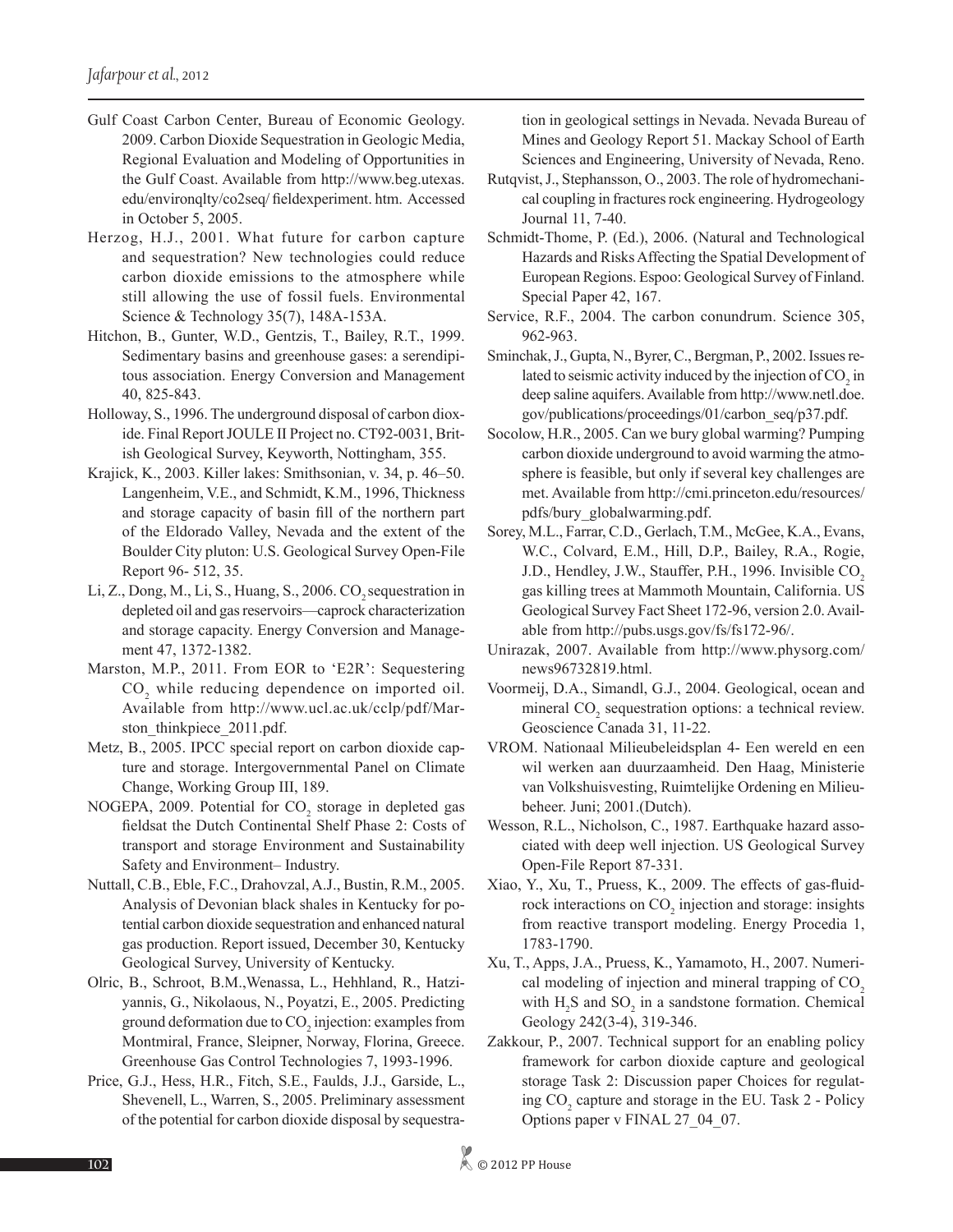Gulf Coast Carbon Center, Bureau of Economic Geology. 2009. Carbon Dioxide Sequestration in Geologic Media, Regional Evaluation and Modeling of Opportunities in the Gulf Coast. Available from http://www.beg.utexas.edu/environqlty/co2seq/ fieldexperiment. htm. Accessed in October 5, 2005.

Herzog, H.J., 2001. What future for carbon capture and sequestration? New technologies could reduce carbon dioxide emissions to the atmosphere while still allowing the use of fossil fuels. Environmental Science & Technology 35(7), 148A-153A.

Hitchon, B., Gunter, W.D., Gentzis, T., Bailey, R.T., 1999. Sedimentary basins and greenhouse gases: a serendipitous association. Energy Conversion and Management 40, 825-843.

Holloway, S., 1996. The underground disposal of carbon dioxide. Final Report JOULE II Project no. CT92-0031, British Geological Survey, Keyworth, Nottingham, 355.

Krajick, K., 2003. Killer lakes: Smithsonian, v. 34, p. 46–50. Langenheim, V.E., and Schmidt, K.M., 1996, Thickness and storage capacity of basin fill of the northern part of the Eldorado Valley, Nevada and the extent of the Boulder City pluton: U.S. Geological Survey Open-File Report 96- 512, 35.

Li, Z., Dong, M., Li, S., Huang, S., 2006. $CO_2$ sequestration in depleted oil and gas reservoirs—caprock characterization and storage capacity. Energy Conversion and Management 47, 1372-1382.

Marston, M.P., 2011. From EOR to 'E2R': Sequestering $CO_2$ while reducing dependence on imported oil. Available from http://www.ucl.ac.uk/cclp/pdf/Marston_thinkpiece_2011.pdf.

Metz, B., 2005. IPCC special report on carbon dioxide capture and storage. Intergovernmental Panel on Climate Change, Working Group III, 189.

NOGEPA, 2009. Potential for $CO_2$ storage in depleted gas fieldsat the Dutch Continental Shelf Phase 2: Costs of transport and storage Environment and Sustainability Safety and Environment– Industry.

Nuttall, C.B., Eble, F.C., Drahovzal, A.J., Bustin, R.M., 2005. Analysis of Devonian black shales in Kentucky for potential carbon dioxide sequestration and enhanced natural gas production. Report issued, December 30, Kentucky Geological Survey, University of Kentucky.

Olric, B., Schroot, B.M.,Wenassa, L., Hehhland, R., Hatziyannis, G., Nikolaous, N., Poyatzi, E., 2005. Predicting ground deformation due to $CO_2$ injection: examples from Montmiral, France, Sleipner, Norway, Florina, Greece. Greenhouse Gas Control Technologies 7, 1993-1996.

Price, G.J., Hess, H.R., Fitch, S.E., Faulds, J.J., Garside, L., Shevenell, L., Warren, S., 2005. Preliminary assessment of the potential for carbon dioxide disposal by sequestration in geological settings in Nevada. Nevada Bureau of Mines and Geology Report 51. Mackay School of Earth Sciences and Engineering, University of Nevada, Reno.

Rutqvist, J., Stephansson, O., 2003. The role of hydromechanical coupling in fractures rock engineering. Hydrogeology Journal 11, 7-40.

Schmidt-Thome, P. (Ed.), 2006. (Natural and Technological Hazards and Risks Affecting the Spatial Development of European Regions. Espoo: Geological Survey of Finland. Special Paper 42, 167.

Service, R.F., 2004. The carbon conundrum. Science 305, 962-963.

Sminchak, J., Gupta, N., Byrer, C., Bergman, P., 2002. Issues related to seismic activity induced by the injection of $CO_2$ in deep saline aquifers. Available from http://www.netl.doe.gov/publications/proceedings/01/carbon_seq/p37.pdf.

Socolow, H.R., 2005. Can we bury global warming? Pumping carbon dioxide underground to avoid warming the atmosphere is feasible, but only if several key challenges are met. Available from http://cmi.princeton.edu/resources/pdfs/bury_globalwarming.pdf.

Sorey, M.L., Farrar, C.D., Gerlach, T.M., McGee, K.A., Evans, W.C., Colvard, E.M., Hill, D.P., Bailey, R.A., Rogie, J.D., Hendley, J.W., Stauffer, P.H., 1996. Invisible $CO_2$ gas killing trees at Mammoth Mountain, California. US Geological Survey Fact Sheet 172-96, version 2.0. Available from http://pubs.usgs.gov/fs/fs172-96/.

Unirazak, 2007. Available from http://www.physorg.com/news96732819.html.

Voormeij, D.A., Simandl, G.J., 2004. Geological, ocean and mineral $CO_2$ sequestration options: a technical review. Geoscience Canada 31, 11-22.

VROM. Nationaal Milieubeleidsplan 4- Een wereld en een wil werken aan duurzaamheid. Den Haag, Ministerie van Volkshuisvesting, Ruimtelijke Ordening en Milieubeheer. Juni; 2001.(Dutch).

Wesson, R.L., Nicholson, C., 1987. Earthquake hazard associated with deep well injection. US Geological Survey Open-File Report 87-331.

Xiao, Y., Xu, T., Pruess, K., 2009. The effects of gas-fluid-rock interactions on $CO_2$ injection and storage: insights from reactive transport modeling. Energy Procedia 1, 1783-1790.

Xu, T., Apps, J.A., Pruess, K., Yamamoto, H., 2007. Numerical modeling of injection and mineral trapping of $CO_2$ with $H_2S$ and $SO_2$ in a sandstone formation. Chemical Geology 242(3-4), 319-346.

Zakkour, P., 2007. Technical support for an enabling policy framework for carbon dioxide capture and geological storage Task 2: Discussion paper Choices for regulating $CO_2$ capture and storage in the EU. Task 2 - Policy Options paper v FINAL 27_04_07.